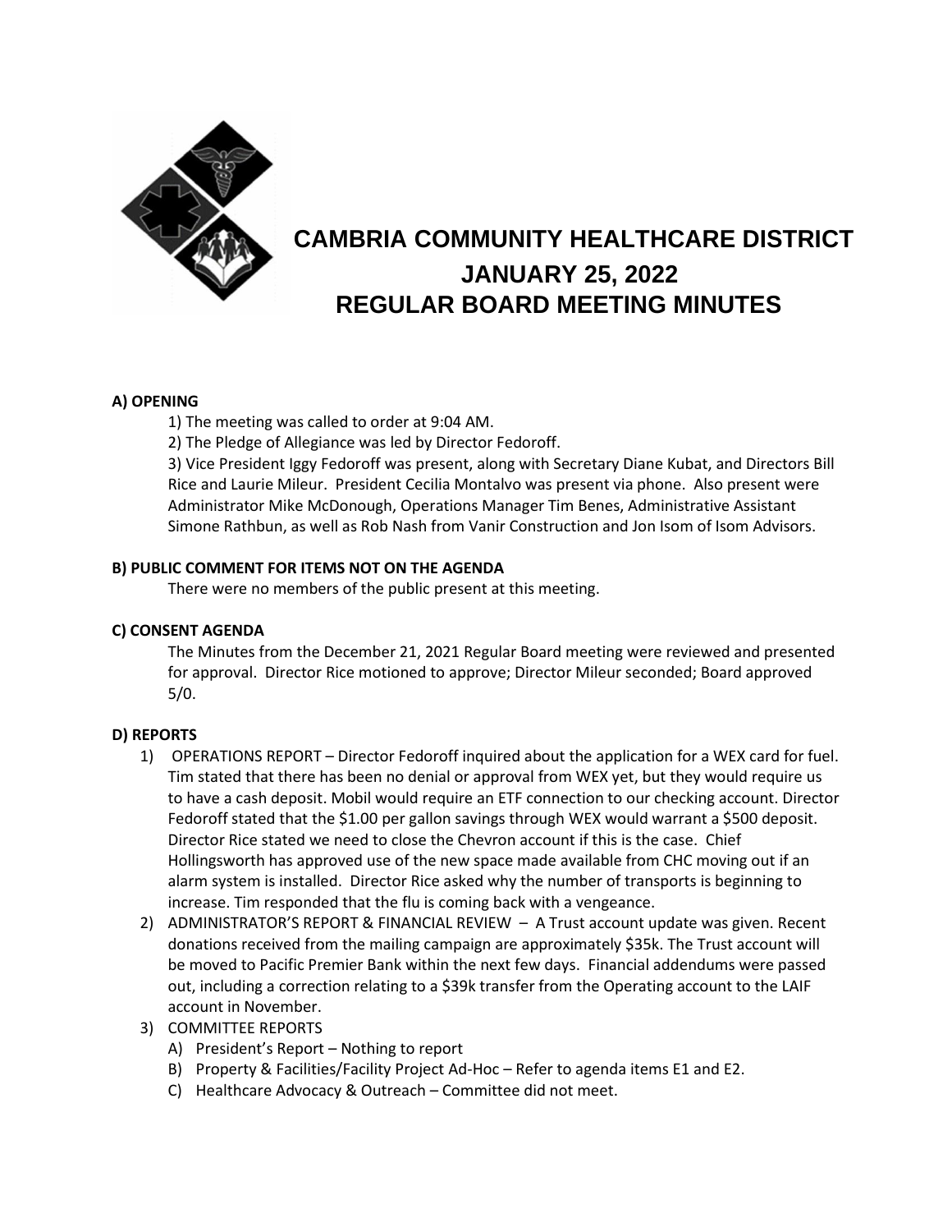# CAMBRIA COMMUNITY HEALTHCARE DISTRICT
## JANUARY 25, 2022
## REGULAR BOARD MEETING MINUTES

**A) OPENING**

1) The meeting was called to order at 9:04 AM.

2) The Pledge of Allegiance was led by Director Fedoroff.

3) Vice President Iggy Fedoroff was present, along with Secretary Diane Kubat, and Directors Bill Rice and Laurie Mileur. President Cecilia Montalvo was present via phone. Also present were Administrator Mike McDonough, Operations Manager Tim Benes, Administrative Assistant Simone Rathbun, as well as Rob Nash from Vanir Construction and Jon Isom of Isom Advisors.

**B) PUBLIC COMMENT FOR ITEMS NOT ON THE AGENDA**

There were no members of the public present at this meeting.

**C) CONSENT AGENDA**

The Minutes from the December 21, 2021 Regular Board meeting were reviewed and presented for approval. Director Rice motioned to approve; Director Mileur seconded; Board approved 5/0.

**D) REPORTS**

1) OPERATIONS REPORT – Director Fedoroff inquired about the application for a WEX card for fuel. Tim stated that there has been no denial or approval from WEX yet, but they would require us to have a cash deposit. Mobil would require an ETF connection to our checking account. Director Fedoroff stated that the $1.00 per gallon savings through WEX would warrant a $500 deposit. Director Rice stated we need to close the Chevron account if this is the case. Chief Hollingsworth has approved use of the new space made available from CHC moving out if an alarm system is installed. Director Rice asked why the number of transports is beginning to increase. Tim responded that the flu is coming back with a vengeance.
2) ADMINISTRATOR'S REPORT & FINANCIAL REVIEW – A Trust account update was given. Recent donations received from the mailing campaign are approximately $35k. The Trust account will be moved to Pacific Premier Bank within the next few days. Financial addendums were passed out, including a correction relating to a $39k transfer from the Operating account to the LAIF account in November.
3) COMMITTEE REPORTS
   A) President's Report – Nothing to report
   B) Property & Facilities/Facility Project Ad-Hoc – Refer to agenda items E1 and E2.
   C) Healthcare Advocacy & Outreach – Committee did not meet.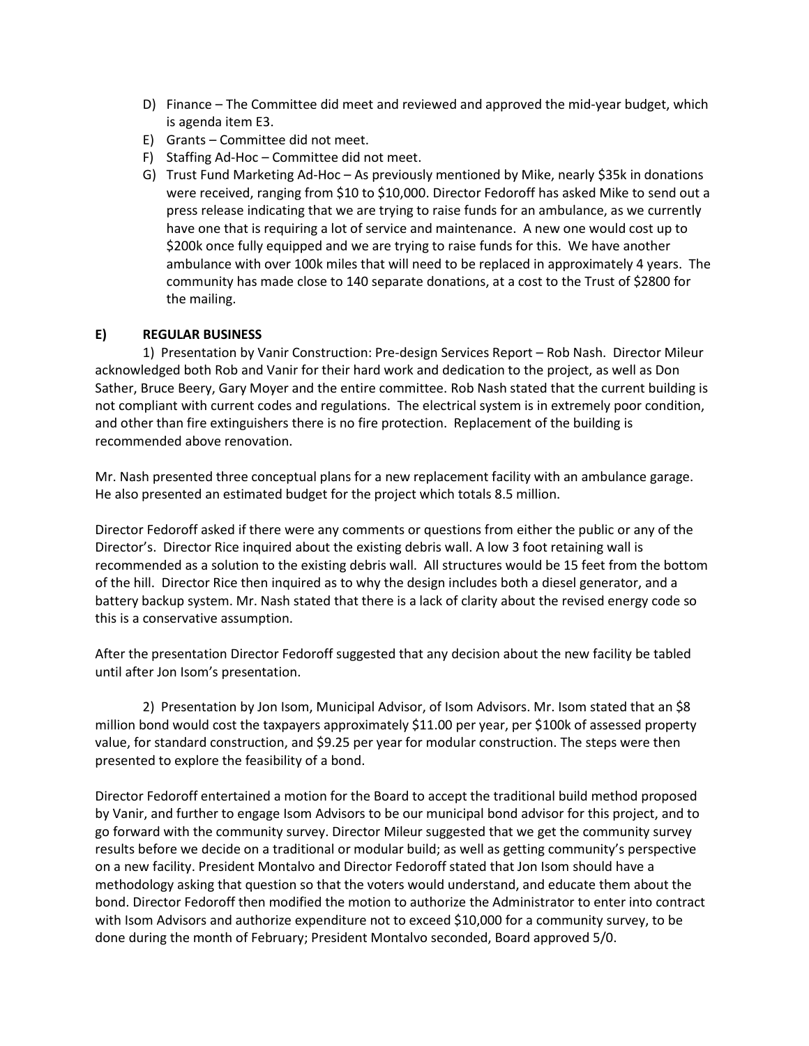D) Finance – The Committee did meet and reviewed and approved the mid-year budget, which is agenda item E3.
E) Grants – Committee did not meet.
F) Staffing Ad-Hoc – Committee did not meet.
G) Trust Fund Marketing Ad-Hoc – As previously mentioned by Mike, nearly $35k in donations were received, ranging from $10 to $10,000. Director Fedoroff has asked Mike to send out a press release indicating that we are trying to raise funds for an ambulance, as we currently have one that is requiring a lot of service and maintenance. A new one would cost up to $200k once fully equipped and we are trying to raise funds for this. We have another ambulance with over 100k miles that will need to be replaced in approximately 4 years. The community has made close to 140 separate donations, at a cost to the Trust of $2800 for the mailing.

**E) REGULAR BUSINESS**

1) Presentation by Vanir Construction: Pre-design Services Report – Rob Nash. Director Mileur acknowledged both Rob and Vanir for their hard work and dedication to the project, as well as Don Sather, Bruce Beery, Gary Moyer and the entire committee. Rob Nash stated that the current building is not compliant with current codes and regulations. The electrical system is in extremely poor condition, and other than fire extinguishers there is no fire protection. Replacement of the building is recommended above renovation.

Mr. Nash presented three conceptual plans for a new replacement facility with an ambulance garage. He also presented an estimated budget for the project which totals 8.5 million.

Director Fedoroff asked if there were any comments or questions from either the public or any of the Director's. Director Rice inquired about the existing debris wall. A low 3 foot retaining wall is recommended as a solution to the existing debris wall. All structures would be 15 feet from the bottom of the hill. Director Rice then inquired as to why the design includes both a diesel generator, and a battery backup system. Mr. Nash stated that there is a lack of clarity about the revised energy code so this is a conservative assumption.

After the presentation Director Fedoroff suggested that any decision about the new facility be tabled until after Jon Isom's presentation.

2) Presentation by Jon Isom, Municipal Advisor, of Isom Advisors. Mr. Isom stated that an $8 million bond would cost the taxpayers approximately $11.00 per year, per $100k of assessed property value, for standard construction, and $9.25 per year for modular construction. The steps were then presented to explore the feasibility of a bond.

Director Fedoroff entertained a motion for the Board to accept the traditional build method proposed by Vanir, and further to engage Isom Advisors to be our municipal bond advisor for this project, and to go forward with the community survey. Director Mileur suggested that we get the community survey results before we decide on a traditional or modular build; as well as getting community's perspective on a new facility. President Montalvo and Director Fedoroff stated that Jon Isom should have a methodology asking that question so that the voters would understand, and educate them about the bond. Director Fedoroff then modified the motion to authorize the Administrator to enter into contract with Isom Advisors and authorize expenditure not to exceed $10,000 for a community survey, to be done during the month of February; President Montalvo seconded, Board approved 5/0.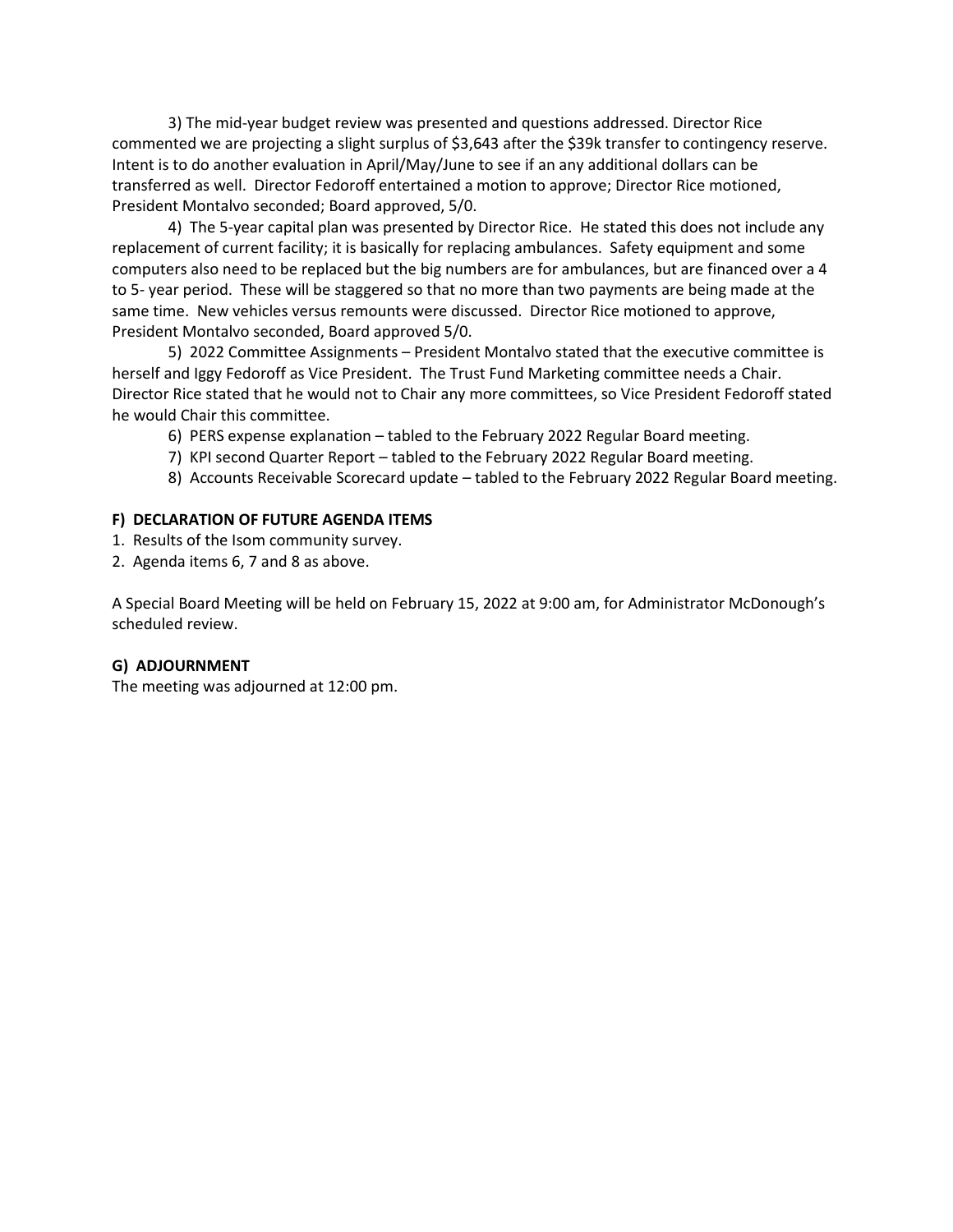3) The mid-year budget review was presented and questions addressed. Director Rice commented we are projecting a slight surplus of $3,643 after the $39k transfer to contingency reserve. Intent is to do another evaluation in April/May/June to see if an any additional dollars can be transferred as well. Director Fedoroff entertained a motion to approve; Director Rice motioned, President Montalvo seconded; Board approved, 5/0.

4) The 5-year capital plan was presented by Director Rice. He stated this does not include any replacement of current facility; it is basically for replacing ambulances. Safety equipment and some computers also need to be replaced but the big numbers are for ambulances, but are financed over a 4 to 5- year period. These will be staggered so that no more than two payments are being made at the same time. New vehicles versus remounts were discussed. Director Rice motioned to approve, President Montalvo seconded, Board approved 5/0.

5) 2022 Committee Assignments – President Montalvo stated that the executive committee is herself and Iggy Fedoroff as Vice President. The Trust Fund Marketing committee needs a Chair. Director Rice stated that he would not to Chair any more committees, so Vice President Fedoroff stated he would Chair this committee.

6) PERS expense explanation – tabled to the February 2022 Regular Board meeting.

7) KPI second Quarter Report – tabled to the February 2022 Regular Board meeting.

8) Accounts Receivable Scorecard update – tabled to the February 2022 Regular Board meeting.

**F) DECLARATION OF FUTURE AGENDA ITEMS**

1. Results of the Isom community survey.
2. Agenda items 6, 7 and 8 as above.

A Special Board Meeting will be held on February 15, 2022 at 9:00 am, for Administrator McDonough's scheduled review.

**G) ADJOURNMENT**

The meeting was adjourned at 12:00 pm.